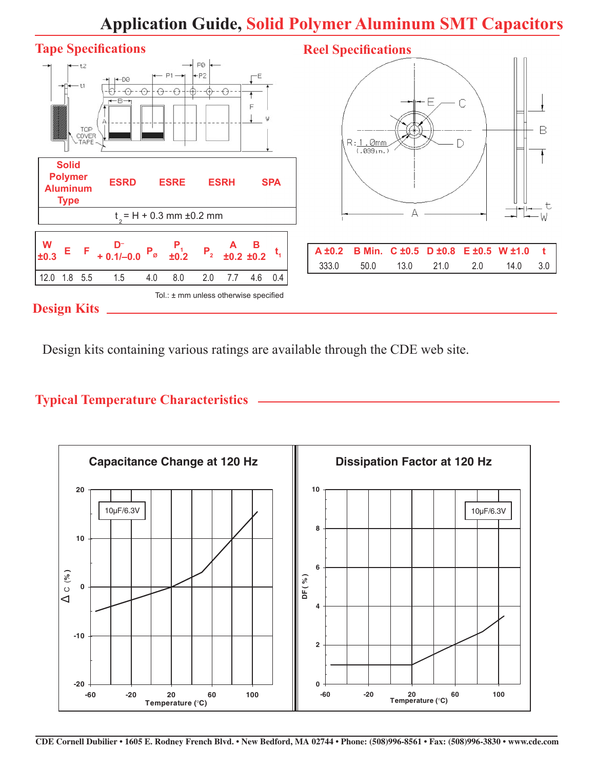# Application Guide, Solid Polymer Aluminum SMT Capacitors

## Tape Specifications

| Solid Polymer Aluminum Type | ESRD | ESRE | ESRH | SPA |
|---|---|---|---|---|
| $t_2$ = H + 0.3 mm ±0.2 mm | | | | |

| W ±0.3 | E | F | D + 0.1/–0.0 | $P_ø$ | $P_1$ ±0.2 | $P_2$ | A ±0.2 | B ±0.2 | $t_1$ |
|---|---|---|---|---|---|---|---|---|---|
| 12.0 | 1.8 | 5.5 | 1.5 | 4.0 | 8.0 | 2.0 | 7.7 | 4.6 | 0.4 |

Tol.: ± mm unless otherwise specified

## Reel Specifications

R: 1.0mm (.039in.)

| A ±0.2 | B Min. | C ±0.5 | D ±0.8 | E ±0.5 | W ±1.0 | t |
|---|---|---|---|---|---|---|
| 333.0 | 50.0 | 13.0 | 21.0 | 2.0 | 14.0 | 3.0 |

## Design Kits

Design kits containing various ratings are available through the CDE web site.

## Typical Temperature Characteristics

**Capacitance Change at 120 Hz** (10µF/6.3V) — ΔC (%) vs. Temperature (°C)

**Dissipation Factor at 120 Hz** (10µF/6.3V) — DF (%) vs. Temperature (°C)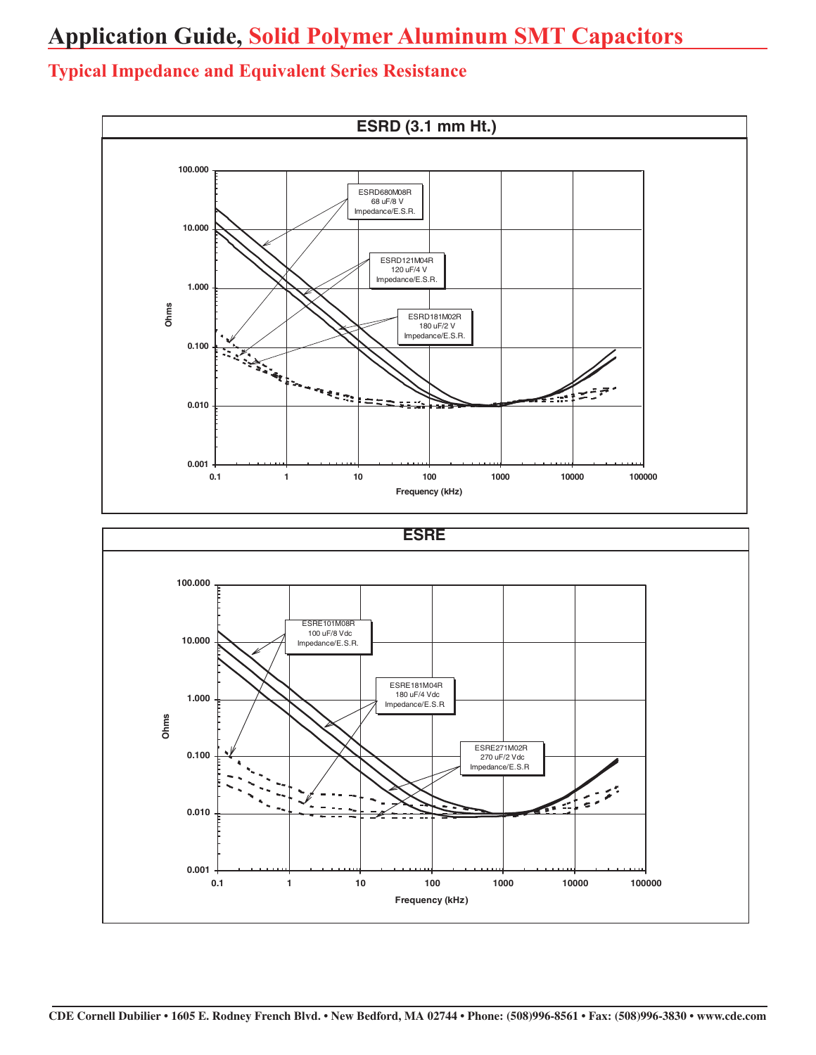# Application Guide, Solid Polymer Aluminum SMT Capacitors

## Typical Impedance and Equivalent Series Resistance

### ESRD (3.1 mm Ht.)

ESRD680M08R
68 uF/8 V
Impedance/E.S.R.

ESRD121M04R
120 uF/4 V
Impedance/E.S.R.

ESRD181M02R
180 uF/2 V
Impedance/E.S.R.

Ohms: 0.001, 0.010, 0.100, 1.000, 10.000, 100.000

Frequency (kHz): 0.1, 1, 10, 100, 1000, 10000, 100000

### ESRE

ESRE101M08R
100 uF/8 Vdc
Impedance/E.S.R.

ESRE181M04R
180 uF/4 Vdc
Impedance/E.S.R

ESRE271M02R
270 uF/2 Vdc
Impedance/E.S.R

Ohms: 0.001, 0.010, 0.100, 1.000, 10.000, 100.000

Frequency (kHz): 0.1, 1, 10, 100, 1000, 10000, 100000

CDE Cornell Dubilier • 1605 E. Rodney French Blvd. • New Bedford, MA 02744 • Phone: (508)996-8561 • Fax: (508)996-3830 • www.cde.com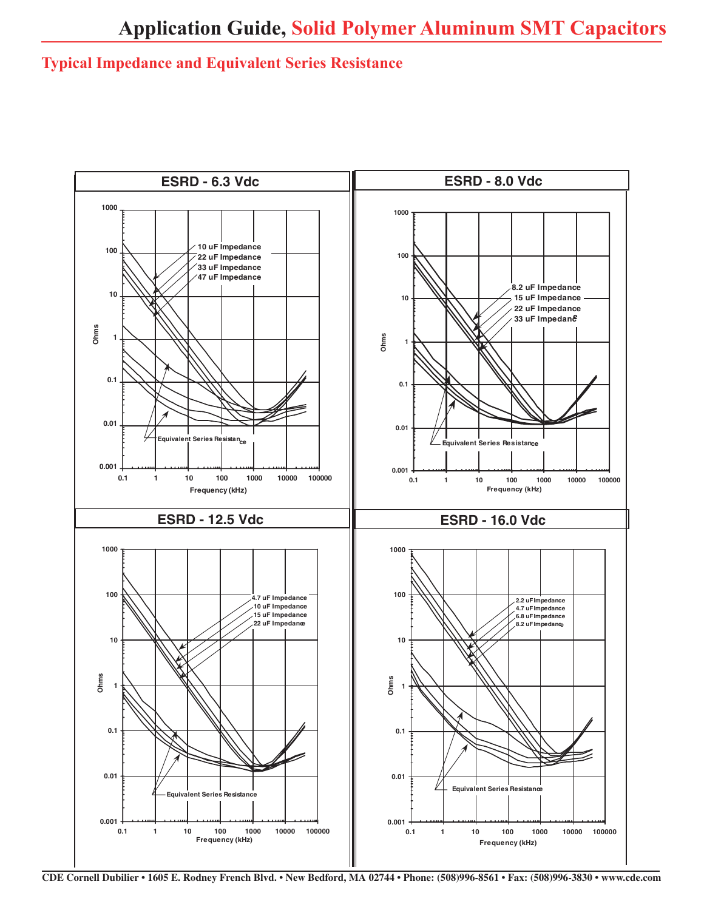# Application Guide, Solid Polymer Aluminum SMT Capacitors

## Typical Impedance and Equivalent Series Resistance

### ESRD - 6.3 Vdc

Ohms (0.001 – 1000) vs. Frequency (kHz) (0.1 – 100000)

- 10 uF Impedance
- 22 uF Impedance
- 33 uF Impedance
- 47 uF Impedance
- Equivalent Series Resistance

### ESRD - 8.0 Vdc

Ohms (0.001 – 1000) vs. Frequency (kHz) (0.1 – 100000)

- 8.2 uF Impedance
- 15 uF Impedance
- 22 uF Impedance
- 33 uF Impedance
- Equivalent Series Resistance

### ESRD - 12.5 Vdc

Ohms (0.001 – 1000) vs. Frequency (kHz) (0.1 – 100000)

- 4.7 uF Impedance
- 10 uF Impedance
- 15 uF Impedance
- 22 uF Impedance
- Equivalent Series Resistance

### ESRD - 16.0 Vdc

Ohms (0.001 – 1000) vs. Frequency (kHz) (0.1 – 100000)

- 2.2 uF Impedance
- 4.7 uF Impedance
- 6.8 uF Impedance
- 8.2 uF Impedance
- Equivalent Series Resistance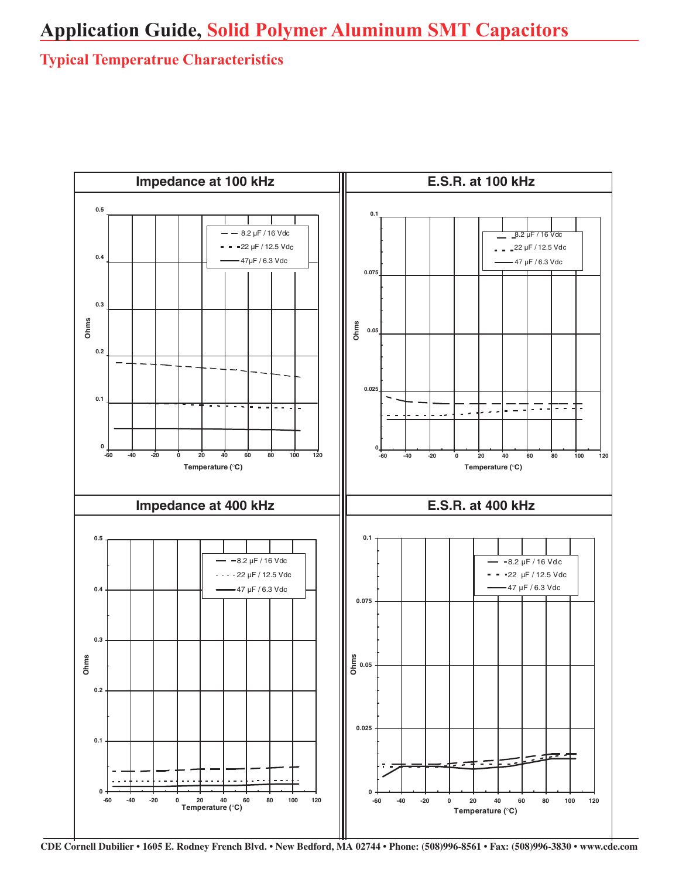# Application Guide, Solid Polymer Aluminum SMT Capacitors

## Typical Temperatrue Characteristics

### Impedance at 100 kHz

Ohms

Temperature (°C)

- 8.2 µF / 16 Vdc
- 22 µF / 12.5 Vdc
- 47µF / 6.3 Vdc

### E.S.R. at 100 kHz

Ohms

Temperature (°C)

- 8.2 µF / 16 Vdc
- 22 µF / 12.5 Vdc
- 47 µF / 6.3 Vdc

### Impedance at 400 kHz

Ohms

Temperature (°C)

- 8.2 µF / 16 Vdc
- 22 µF / 12.5 Vdc
- 47 µF / 6.3 Vdc

### E.S.R. at 400 kHz

Ohms

Temperature (°C)

- 8.2 µF / 16 Vdc
- 22 µF / 12.5 Vdc
- 47 µF / 6.3 Vdc

CDE Cornell Dubilier • 1605 E. Rodney French Blvd. • New Bedford, MA 02744 • Phone: (508)996-8561 • Fax: (508)996-3830 • www.cde.com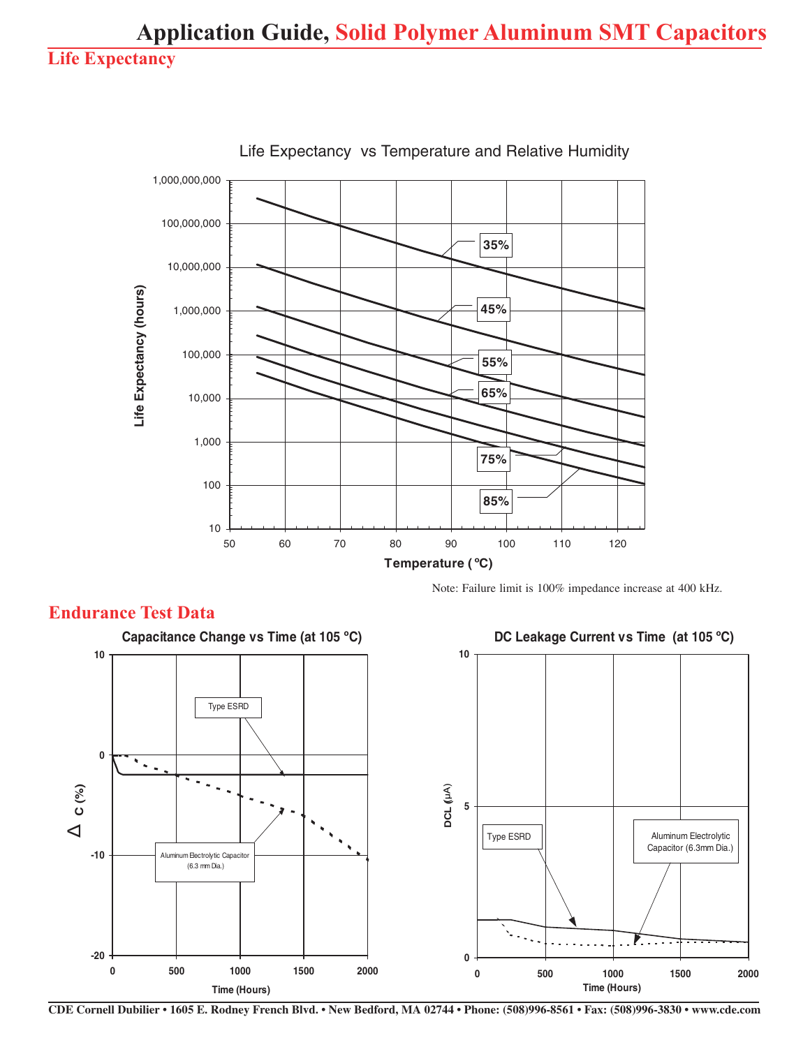# Application Guide, Solid Polymer Aluminum SMT Capacitors

## Life Expectancy

Life Expectancy vs Temperature and Relative Humidity

Note: Failure limit is 100% impedance increase at 400 kHz.

## Endurance Test Data

Capacitance Change vs Time (at 105 ºC)

DC Leakage Current vs Time (at 105 ºC)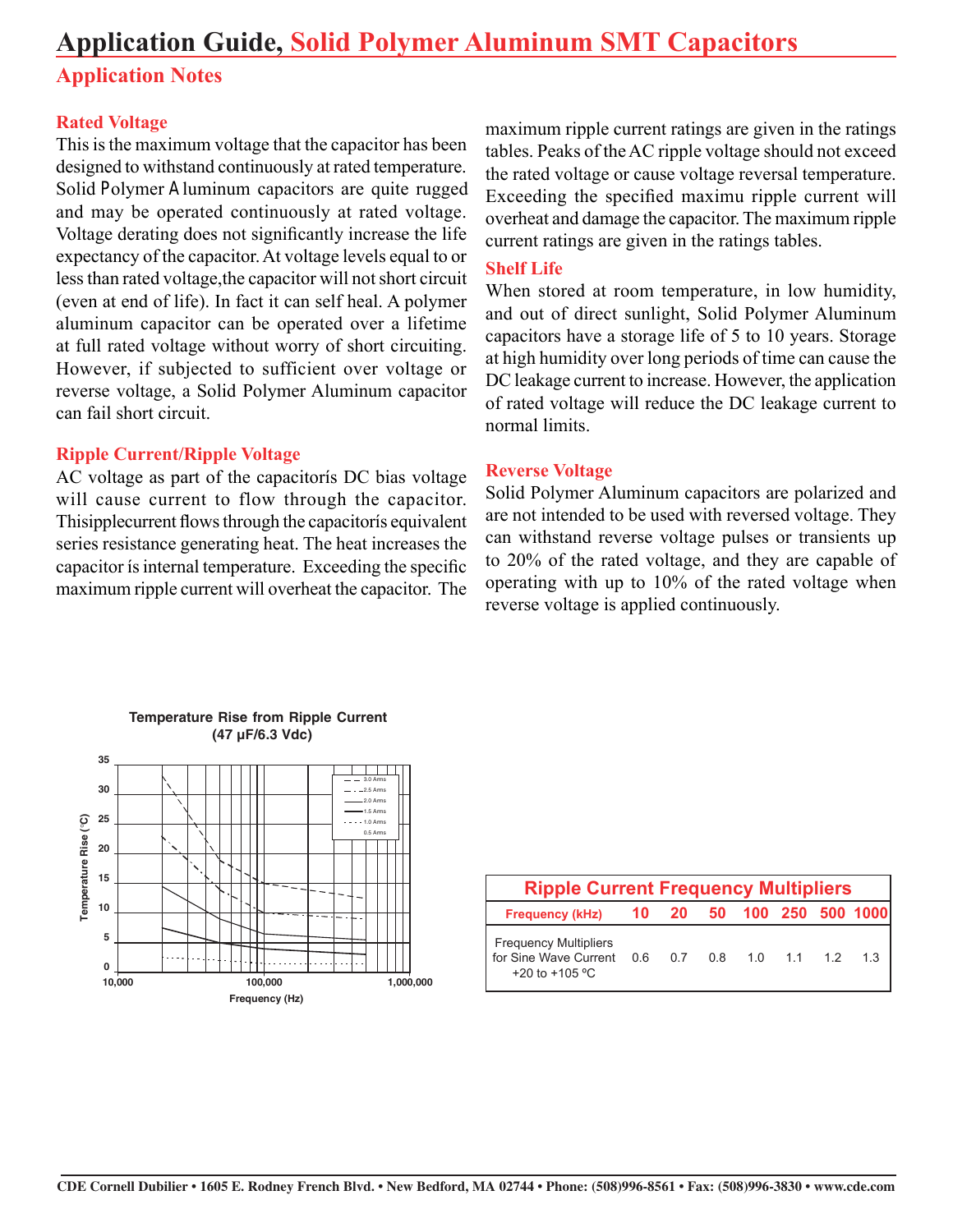# Application Guide, Solid Polymer Aluminum SMT Capacitors

## Application Notes

### Rated Voltage

This is the maximum voltage that the capacitor has been designed to withstand continuously at rated temperature. Solid Polymer Aluminum capacitors are quite rugged and may be operated continuously at rated voltage. Voltage derating does not significantly increase the life expectancy of the capacitor. At voltage levels equal to or less than rated voltage,the capacitor will not short circuit (even at end of life). In fact it can self heal. A polymer aluminum capacitor can be operated over a lifetime at full rated voltage without worry of short circuiting. However, if subjected to sufficient over voltage or reverse voltage, a Solid Polymer Aluminum capacitor can fail short circuit.

### Ripple Current/Ripple Voltage

AC voltage as part of the capacitorís DC bias voltage will cause current to flow through the capacitor. Thisipplecurrent flows through the capacitorís equivalent series resistance generating heat. The heat increases the capacitor ís internal temperature. Exceeding the specific maximum ripple current will overheat the capacitor. The maximum ripple current ratings are given in the ratings tables. Peaks of the AC ripple voltage should not exceed the rated voltage or cause voltage reversal temperature. Exceeding the specified maximu ripple current will overheat and damage the capacitor. The maximum ripple current ratings are given in the ratings tables.

### Shelf Life

When stored at room temperature, in low humidity, and out of direct sunlight, Solid Polymer Aluminum capacitors have a storage life of 5 to 10 years. Storage at high humidity over long periods of time can cause the DC leakage current to increase. However, the application of rated voltage will reduce the DC leakage current to normal limits.

### Reverse Voltage

Solid Polymer Aluminum capacitors are polarized and are not intended to be used with reversed voltage. They can withstand reverse voltage pulses or transients up to 20% of the rated voltage, and they are capable of operating with up to 10% of the rated voltage when reverse voltage is applied continuously.

**Temperature Rise from Ripple Current (47 µF/6.3 Vdc)**

| Ripple Current Frequency Multipliers | | | | | | | |
|---|---|---|---|---|---|---|---|
| Frequency (kHz) | 10 | 20 | 50 | 100 | 250 | 500 | 1000 |
| Frequency Multipliers for Sine Wave Current +20 to +105 ºC | 0.6 | 0.7 | 0.8 | 1.0 | 1.1 | 1.2 | 1.3 |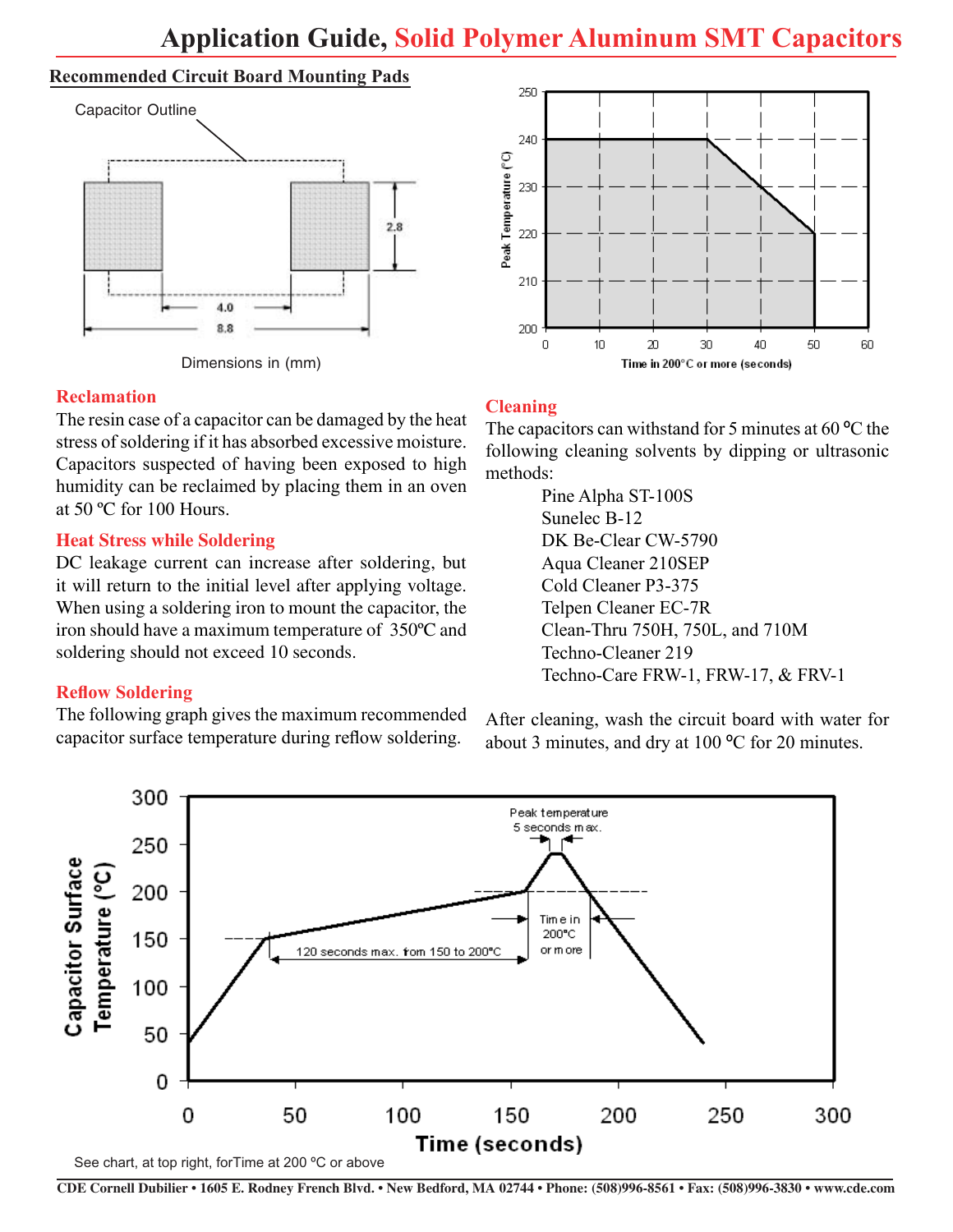# Application Guide, Solid Polymer Aluminum SMT Capacitors

## Recommended Circuit Board Mounting Pads

Capacitor Outline

2.8

4.0

8.8

Dimensions in (mm)

### Reclamation

The resin case of a capacitor can be damaged by the heat stress of soldering if it has absorbed excessive moisture. Capacitors suspected of having been exposed to high humidity can be reclaimed by placing them in an oven at 50 ºC for 100 Hours.

### Heat Stress while Soldering

DC leakage current can increase after soldering, but it will return to the initial level after applying voltage. When using a soldering iron to mount the capacitor, the iron should have a maximum temperature of 350ºC and soldering should not exceed 10 seconds.

### Reflow Soldering

The following graph gives the maximum recommended capacitor surface temperature during reflow soldering.

### Cleaning

The capacitors can withstand for 5 minutes at 60 ºC the following cleaning solvents by dipping or ultrasonic methods:

- Pine Alpha ST-100S
- Sunelec B-12
- DK Be-Clear CW-5790
- Aqua Cleaner 210SEP
- Cold Cleaner P3-375
- Telpen Cleaner EC-7R
- Clean-Thru 750H, 750L, and 710M
- Techno-Cleaner 219
- Techno-Care FRW-1, FRW-17, & FRV-1

After cleaning, wash the circuit board with water for about 3 minutes, and dry at 100 ºC for 20 minutes.

See chart, at top right, forTime at 200 ºC or above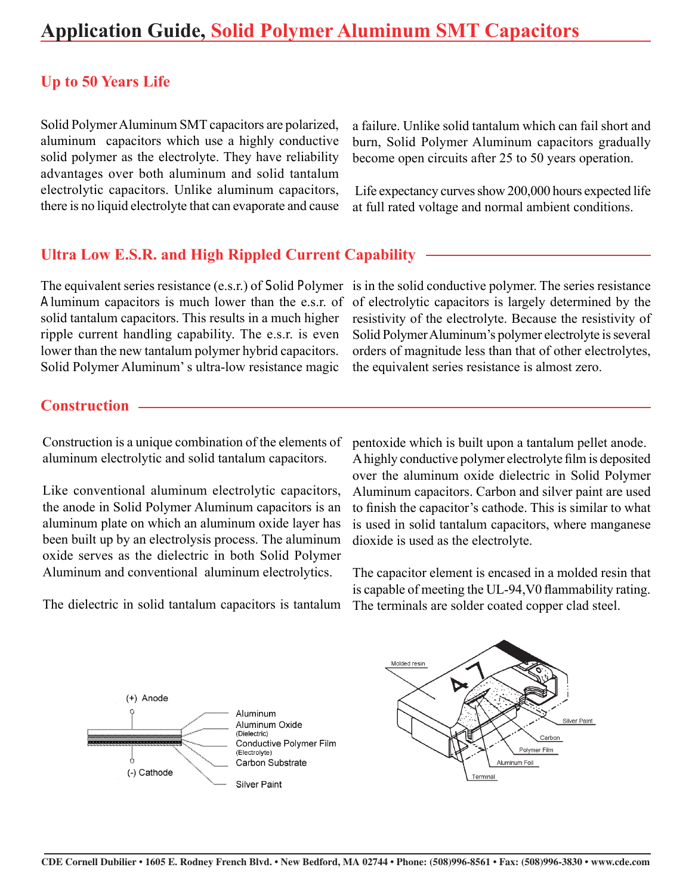# Application Guide, Solid Polymer Aluminum SMT Capacitors

## Up to 50 Years Life

Solid Polymer Aluminum SMT capacitors are polarized, aluminum capacitors which use a highly conductive solid polymer as the electrolyte. They have reliability advantages over both aluminum and solid tantalum electrolytic capacitors. Unlike aluminum capacitors, there is no liquid electrolyte that can evaporate and cause a failure. Unlike solid tantalum which can fail short and burn, Solid Polymer Aluminum capacitors gradually become open circuits after 25 to 50 years operation.

Life expectancy curves show 200,000 hours expected life at full rated voltage and normal ambient conditions.

## Ultra Low E.S.R. and High Rippled Current Capability

The equivalent series resistance (e.s.r.) of Solid Polymer Aluminum capacitors is much lower than the e.s.r. of solid tantalum capacitors. This results in a much higher ripple current handling capability. The e.s.r. is even lower than the new tantalum polymer hybrid capacitors. Solid Polymer Aluminum' s ultra-low resistance magic is in the solid conductive polymer. The series resistance of electrolytic capacitors is largely determined by the resistivity of the electrolyte. Because the resistivity of Solid Polymer Aluminum's polymer electrolyte is several orders of magnitude less than that of other electrolytes, the equivalent series resistance is almost zero.

## Construction

Construction is a unique combination of the elements of aluminum electrolytic and solid tantalum capacitors.

Like conventional aluminum electrolytic capacitors, the anode in Solid Polymer Aluminum capacitors is an aluminum plate on which an aluminum oxide layer has been built up by an electrolysis process. The aluminum oxide serves as the dielectric in both Solid Polymer Aluminum and conventional aluminum electrolytics.

The dielectric in solid tantalum capacitors is tantalum pentoxide which is built upon a tantalum pellet anode. A highly conductive polymer electrolyte film is deposited over the aluminum oxide dielectric in Solid Polymer Aluminum capacitors. Carbon and silver paint are used to finish the capacitor's cathode. This is similar to what is used in solid tantalum capacitors, where manganese dioxide is used as the electrolyte.

The capacitor element is encased in a molded resin that is capable of meeting the UL-94,V0 flammability rating. The terminals are solder coated copper clad steel.

(+) Anode
(-) Cathode
Aluminum
Aluminum Oxide (Dielectric)
Conductive Polymer Film (Electrolyte)
Carbon Substrate
Silver Paint

Molded resin
Silver Paint
Carbon
Polymer Film
Aluminum Foil
Terminal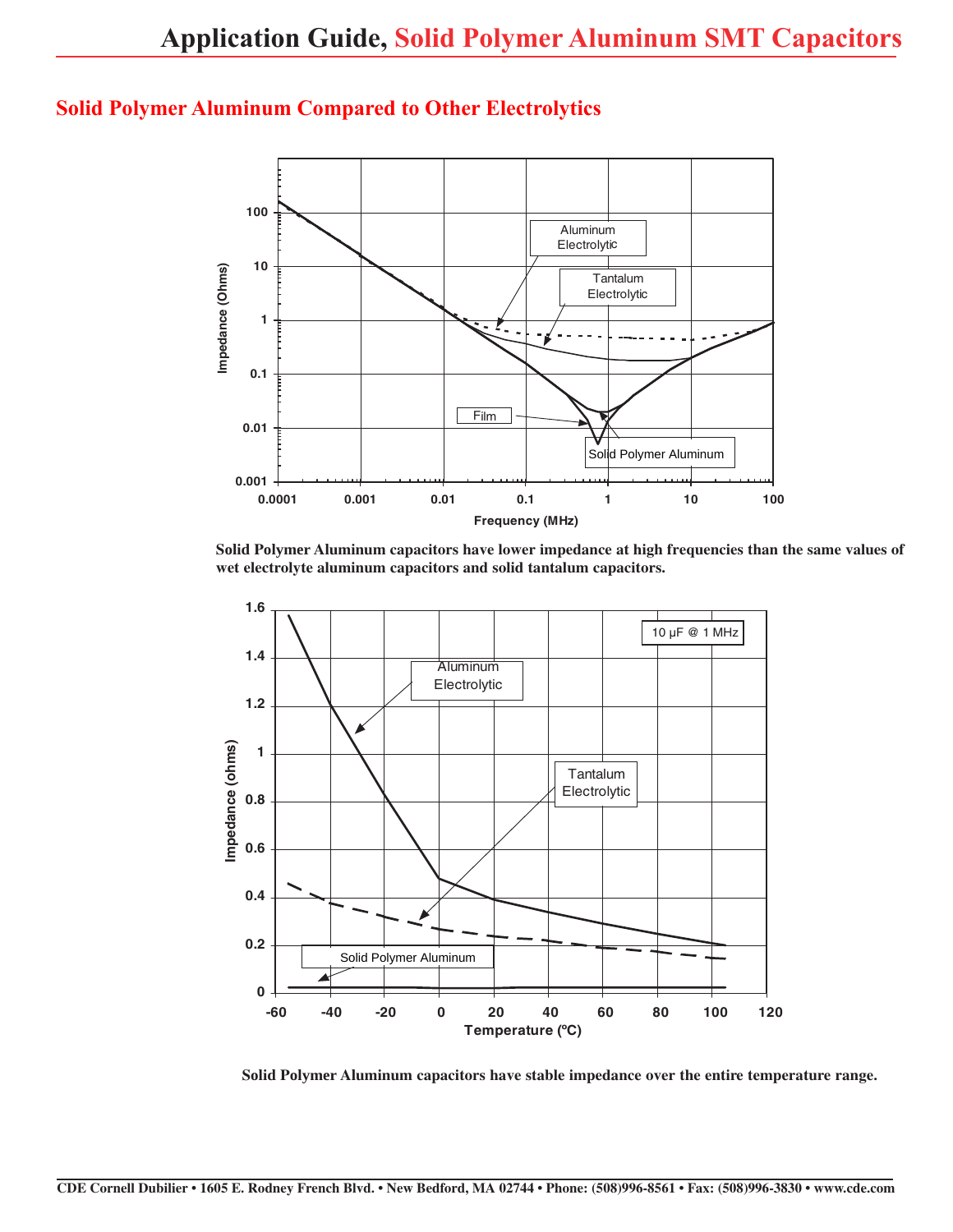## Solid Polymer Aluminum Compared to Other Electrolytics

**Solid Polymer Aluminum capacitors have lower impedance at high frequencies than the same values of wet electrolyte aluminum capacitors and solid tantalum capacitors.**

**Solid Polymer Aluminum capacitors have stable impedance over the entire temperature range.**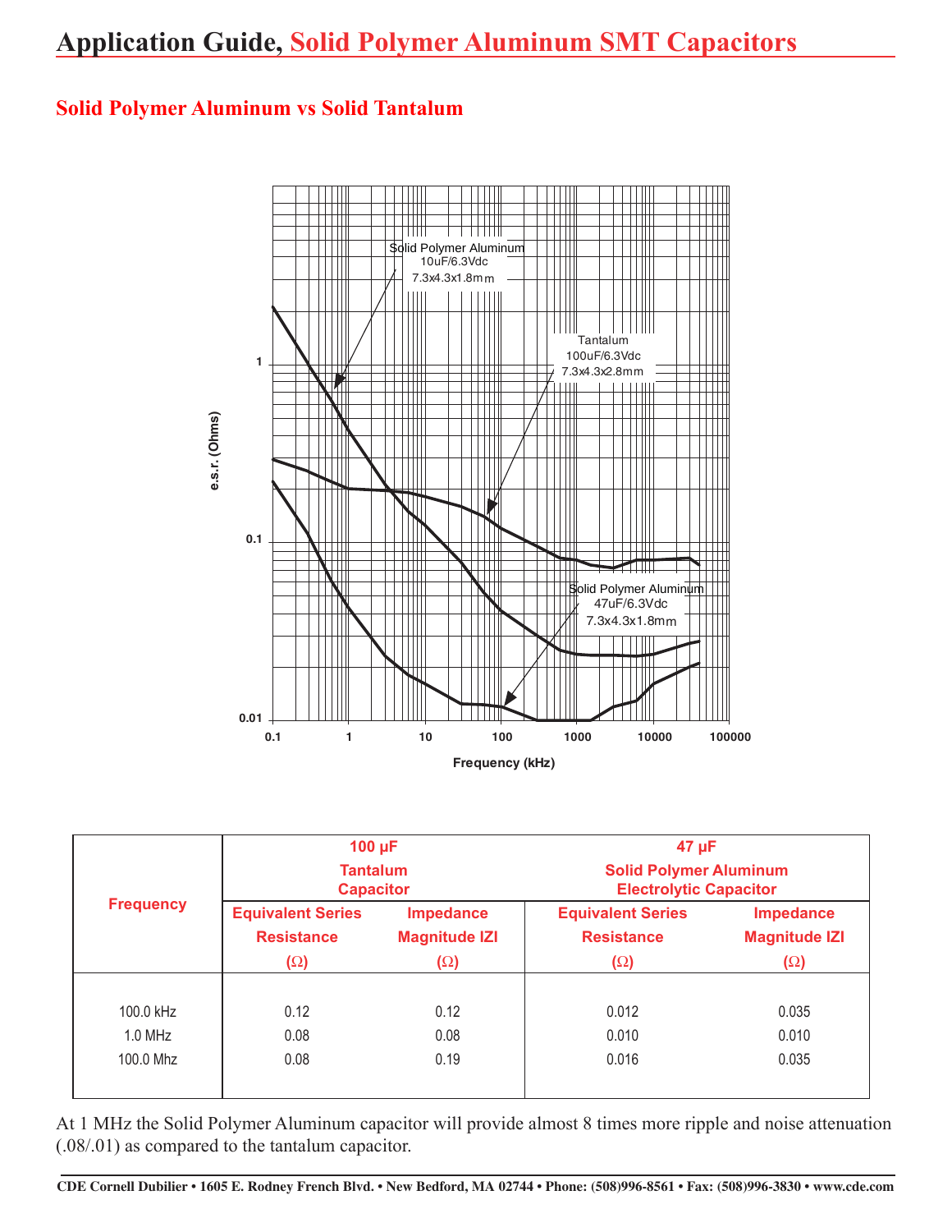# Application Guide, Solid Polymer Aluminum SMT Capacitors

## Solid Polymer Aluminum vs Solid Tantalum

Solid Polymer Aluminum 10uF/6.3Vdc 7.3x4.3x1.8mm

Tantalum 100uF/6.3Vdc 7.3x4.3x2.8mm

Solid Polymer Aluminum 47uF/6.3Vdc 7.3x4.3x1.8mm

e.s.r. (Ohms)

Frequency (kHz)

| Frequency | 100 μF Tantalum Capacitor | | 47 μF Solid Polymer Aluminum Electrolytic Capacitor | |
|---|---|---|---|---|
| | Equivalent Series Resistance (Ω) | Impedance Magnitude IZI (Ω) | Equivalent Series Resistance (Ω) | Impedance Magnitude IZI (Ω) |
| 100.0 kHz | 0.12 | 0.12 | 0.012 | 0.035 |
| 1.0 MHz | 0.08 | 0.08 | 0.010 | 0.010 |
| 100.0 Mhz | 0.08 | 0.19 | 0.016 | 0.035 |

At 1 MHz the Solid Polymer Aluminum capacitor will provide almost 8 times more ripple and noise attenuation (.08/.01) as compared to the tantalum capacitor.

CDE Cornell Dubilier • 1605 E. Rodney French Blvd. • New Bedford, MA 02744 • Phone: (508)996-8561 • Fax: (508)996-3830 • www.cde.com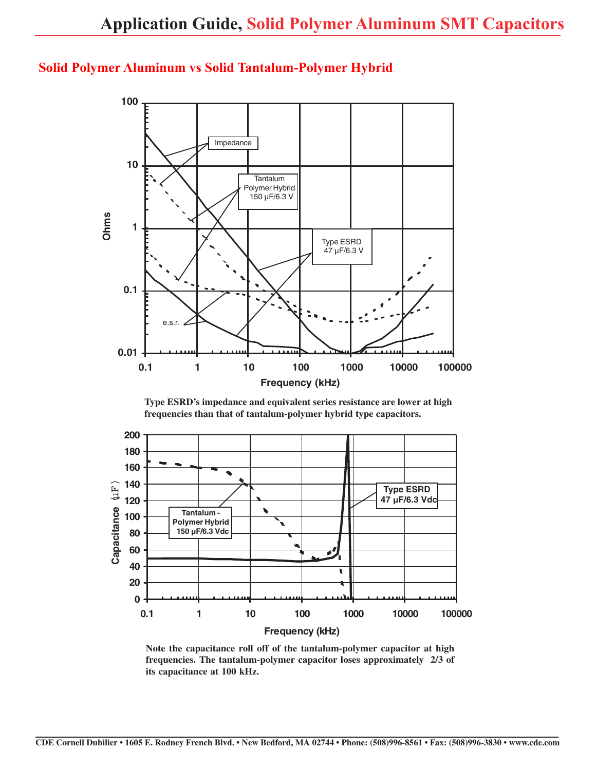## Solid Polymer Aluminum vs Solid Tantalum-Polymer Hybrid

100

10

1

0.1

0.01

Ohms

Impedance

Tantalum Polymer Hybrid 150 µF/6.3 V

Type ESRD 47 µF/6.3 V

e.s.r.

0.1 1 10 100 1000 10000 100000

Frequency (kHz)

**Type ESRD's impedance and equivalent series resistance are lower at high frequencies than that of tantalum-polymer hybrid type capacitors.**

200

180

160

140

120

100

80

60

40

20

0

Capacitance (µF)

Tantalum - Polymer Hybrid 150 µF/6.3 Vdc

Type ESRD 47 µF/6.3 Vdc

0.1 1 10 100 1000 10000 100000

Frequency (kHz)

**Note the capacitance roll off of the tantalum-polymer capacitor at high frequencies. The tantalum-polymer capacitor loses approximately 2/3 of its capacitance at 100 kHz.**